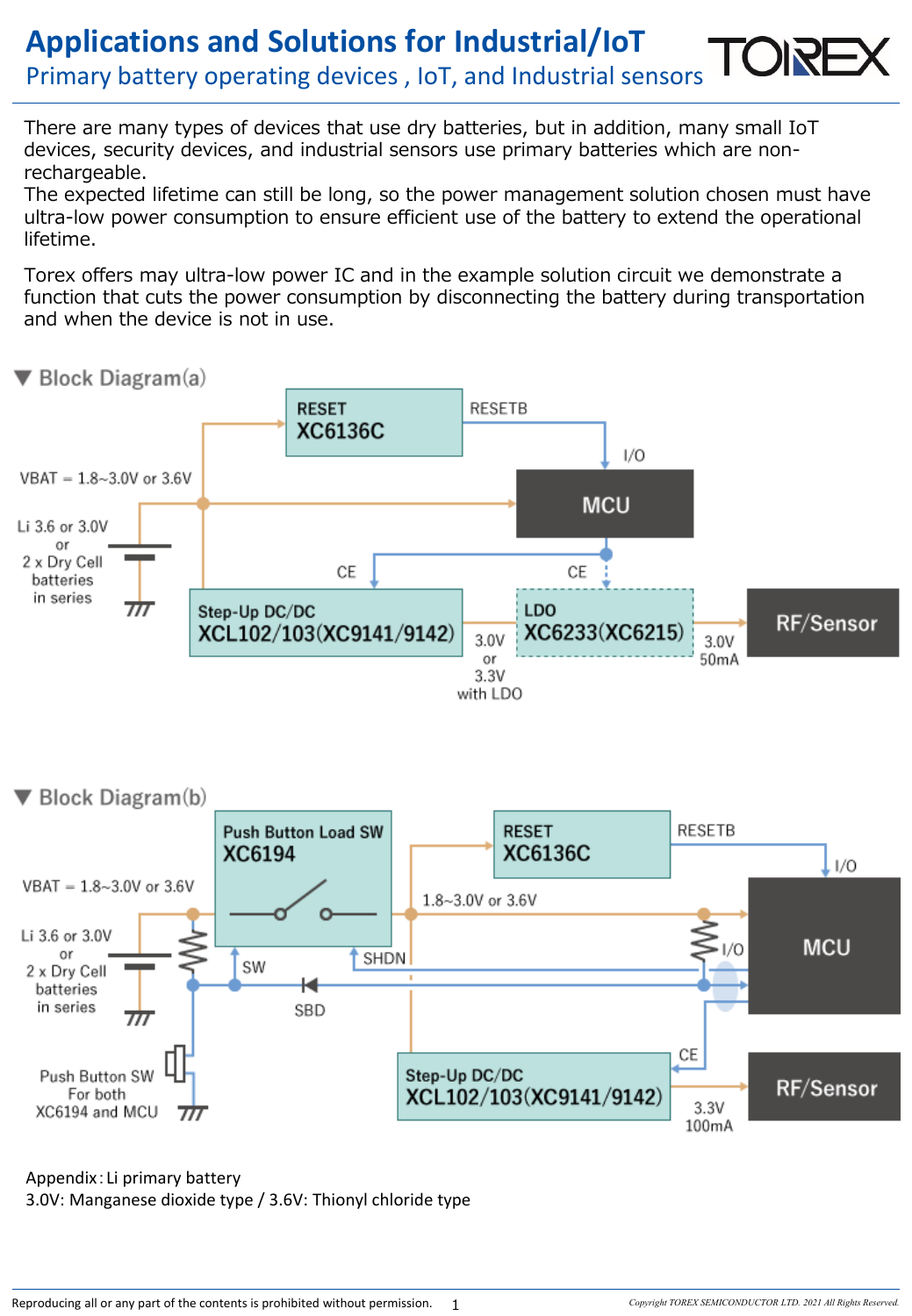# Applications and Solutions for Industrial/IoT

## Primary battery operating devices , IoT, and Industrial sensors

There are many types of devices that use dry batteries, but in addition, many small IoT devices, security devices, and industrial sensors use primary batteries which are non-rechargeable.
The expected lifetime can still be long, so the power management solution chosen must have ultra-low power consumption to ensure efficient use of the battery to extend the operational lifetime.

Torex offers may ultra-low power IC and in the example solution circuit we demonstrate a function that cuts the power consumption by disconnecting the battery during transportation and when the device is not in use.

### ▼ Block Diagram(a)

RESET XC6136C
RESETB
I/O
VBAT = 1.8~3.0V or 3.6V
MCU
Li 3.6 or 3.0V or 2 x Dry Cell batteries in series
CE
CE
Step-Up DC/DC XCL102/103(XC9141/9142)
3.0V or 3.3V with LDO
LDO XC6233(XC6215)
3.0V 50mA
RF/Sensor

### ▼ Block Diagram(b)

Push Button Load SW XC6194
RESET XC6136C
RESETB
I/O
VBAT = 1.8~3.0V or 3.6V
1.8~3.0V or 3.6V
MCU
Li 3.6 or 3.0V or 2 x Dry Cell batteries in series
SW
SHDN
I/O
SBD
Push Button SW For both XC6194 and MCU
CE
Step-Up DC/DC XCL102/103(XC9141/9142)
3.3V 100mA
RF/Sensor

Appendix：Li primary battery
3.0V: Manganese dioxide type / 3.6V: Thionyl chloride type

Reproducing all or any part of the contents is prohibited without permission.

*Copyright TOREX SEMICONDUCTOR LTD. 2021 All Rights Reserved.*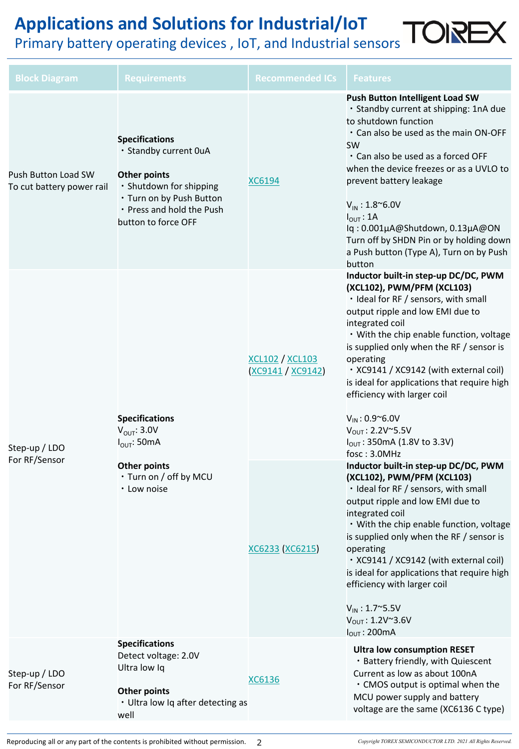# Applications and Solutions for Industrial/IoT

## Primary battery operating devices , IoT, and Industrial sensors

| Block Diagram | Requirements | Recommended ICs | Features |
|---|---|---|---|
| Push Button Load SW<br>To cut battery power rail | **Specifications**<br>・Standby current 0uA<br><br>**Other points**<br>・Shutdown for shipping<br>・Turn on by Push Button<br>・Press and hold the Push button to force OFF | XC6194 | **Push Button Intelligent Load SW**<br>・Standby current at shipping: 1nA due to shutdown function<br>・Can also be used as the main ON-OFF SW<br>・Can also be used as a forced OFF when the device freezes or as a UVLO to prevent battery leakage<br><br>$V_{IN}$ : 1.8~6.0V<br>$I_{OUT}$ : 1A<br>Iq : 0.001µA@Shutdown, 0.13µA@ON<br>Turn off by SHDN Pin or by holding down a Push button (Type A), Turn on by Push button |
| Step-up / LDO<br>For RF/Sensor | **Specifications**<br>$V_{OUT}$: 3.0V<br>$I_{OUT}$: 50mA<br><br>**Other points**<br>・Turn on / off by MCU<br>・Low noise | XCL102 / XCL103<br>(XC9141 / XC9142) | **Inductor built-in step-up DC/DC, PWM (XCL102), PWM/PFM (XCL103)**<br>・Ideal for RF / sensors, with small output ripple and low EMI due to integrated coil<br>・With the chip enable function, voltage is supplied only when the RF / sensor is operating<br>・XC9141 / XC9142 (with external coil) is ideal for applications that require high efficiency with larger coil<br><br>$V_{IN}$ : 0.9~6.0V<br>$V_{OUT}$ : 2.2V~5.5V<br>$I_{OUT}$ : 350mA (1.8V to 3.3V)<br>fosc : 3.0MHz |
| | | XC6233 (XC6215) | **Inductor built-in step-up DC/DC, PWM (XCL102), PWM/PFM (XCL103)**<br>・Ideal for RF / sensors, with small output ripple and low EMI due to integrated coil<br>・With the chip enable function, voltage is supplied only when the RF / sensor is operating<br>・XC9141 / XC9142 (with external coil) is ideal for applications that require high efficiency with larger coil<br><br>$V_{IN}$ : 1.7~5.5V<br>$V_{OUT}$ : 1.2V~3.6V<br>$I_{OUT}$ : 200mA |
| Step-up / LDO<br>For RF/Sensor | **Specifications**<br>Detect voltage: 2.0V<br>Ultra low Iq<br><br>**Other points**<br>・Ultra low Iq after detecting as well | XC6136 | **Ultra low consumption RESET**<br>・Battery friendly, with Quiescent Current as low as about 100nA<br>・CMOS output is optimal when the MCU power supply and battery voltage are the same (XC6136 C type) |

Reproducing all or any part of the contents is prohibited without permission.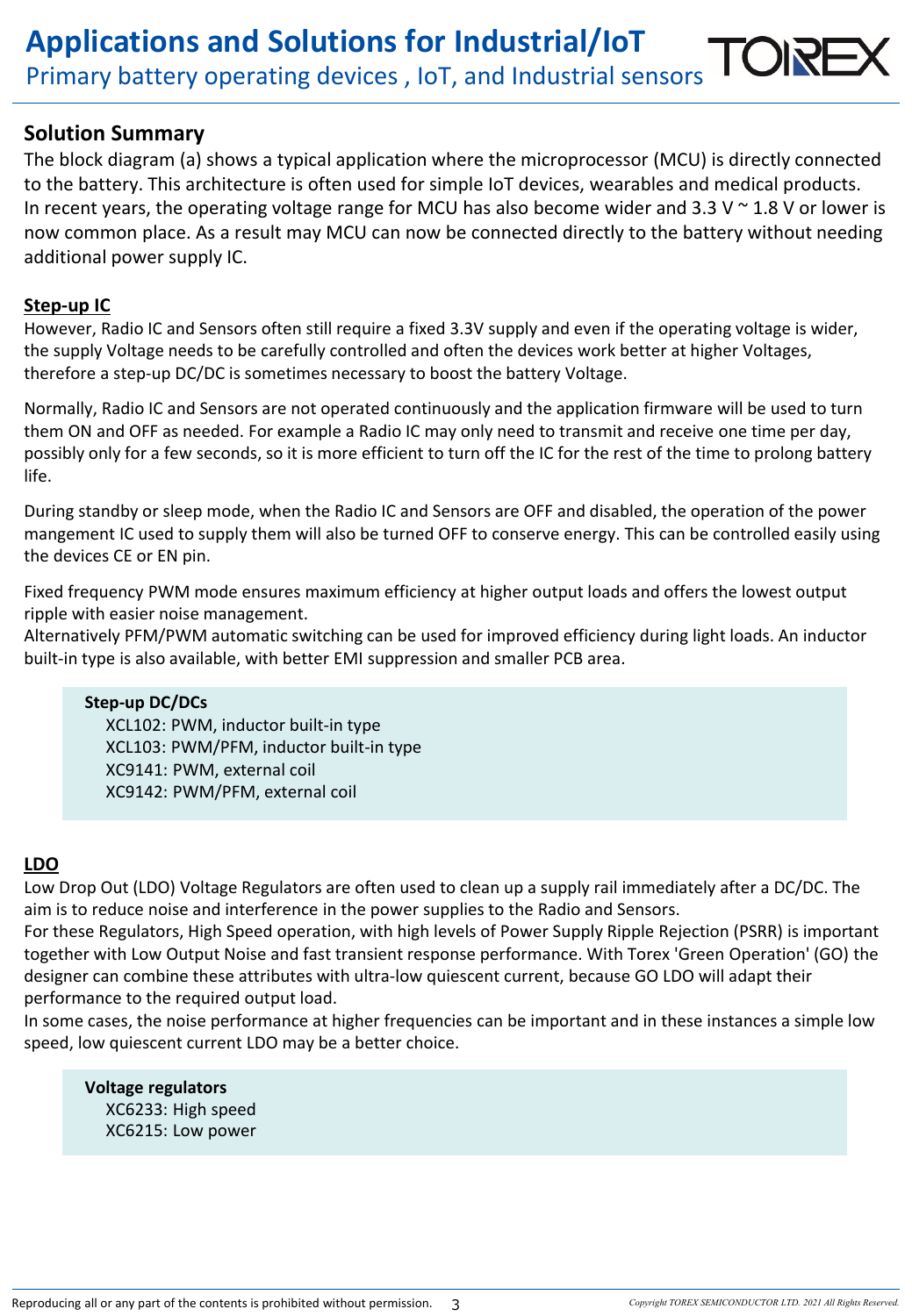# Applications and Solutions for Industrial/IoT

## Primary battery operating devices , IoT, and Industrial sensors

### Solution Summary

The block diagram (a) shows a typical application where the microprocessor (MCU) is directly connected to the battery. This architecture is often used for simple IoT devices, wearables and medical products. In recent years, the operating voltage range for MCU has also become wider and 3.3 V ~ 1.8 V or lower is now common place. As a result may MCU can now be connected directly to the battery without needing additional power supply IC.

#### Step-up IC

However, Radio IC and Sensors often still require a fixed 3.3V supply and even if the operating voltage is wider, the supply Voltage needs to be carefully controlled and often the devices work better at higher Voltages, therefore a step-up DC/DC is sometimes necessary to boost the battery Voltage.

Normally, Radio IC and Sensors are not operated continuously and the application firmware will be used to turn them ON and OFF as needed. For example a Radio IC may only need to transmit and receive one time per day, possibly only for a few seconds, so it is more efficient to turn off the IC for the rest of the time to prolong battery life.

During standby or sleep mode, when the Radio IC and Sensors are OFF and disabled, the operation of the power mangement IC used to supply them will also be turned OFF to conserve energy. This can be controlled easily using the devices CE or EN pin.

Fixed frequency PWM mode ensures maximum efficiency at higher output loads and offers the lowest output ripple with easier noise management.
Alternatively PFM/PWM automatic switching can be used for improved efficiency during light loads. An inductor built-in type is also available, with better EMI suppression and smaller PCB area.

**Step-up DC/DCs**
- XCL102: PWM, inductor built-in type
- XCL103: PWM/PFM, inductor built-in type
- XC9141: PWM, external coil
- XC9142: PWM/PFM, external coil

#### LDO

Low Drop Out (LDO) Voltage Regulators are often used to clean up a supply rail immediately after a DC/DC. The aim is to reduce noise and interference in the power supplies to the Radio and Sensors.
For these Regulators, High Speed operation, with high levels of Power Supply Ripple Rejection (PSRR) is important together with Low Output Noise and fast transient response performance. With Torex 'Green Operation' (GO) the designer can combine these attributes with ultra-low quiescent current, because GO LDO will adapt their performance to the required output load.
In some cases, the noise performance at higher frequencies can be important and in these instances a simple low speed, low quiescent current LDO may be a better choice.

**Voltage regulators**
- XC6233: High speed
- XC6215: Low power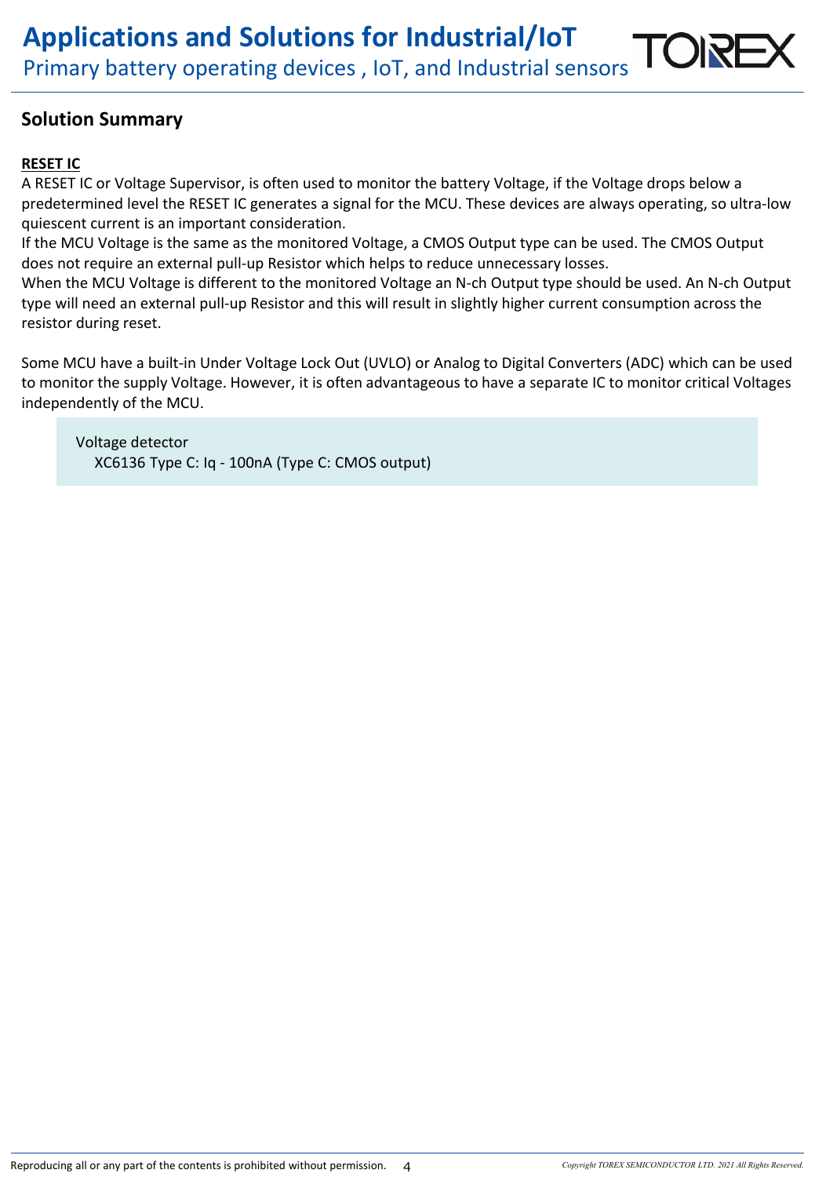## Solution Summary

**RESET IC**

A RESET IC or Voltage Supervisor, is often used to monitor the battery Voltage, if the Voltage drops below a predetermined level the RESET IC generates a signal for the MCU. These devices are always operating, so ultra-low quiescent current is an important consideration.

If the MCU Voltage is the same as the monitored Voltage, a CMOS Output type can be used. The CMOS Output does not require an external pull-up Resistor which helps to reduce unnecessary losses.

When the MCU Voltage is different to the monitored Voltage an N-ch Output type should be used. An N-ch Output type will need an external pull-up Resistor and this will result in slightly higher current consumption across the resistor during reset.

Some MCU have a built-in Under Voltage Lock Out (UVLO) or Analog to Digital Converters (ADC) which can be used to monitor the supply Voltage. However, it is often advantageous to have a separate IC to monitor critical Voltages independently of the MCU.

> Voltage detector
> XC6136 Type C: Iq - 100nA (Type C: CMOS output)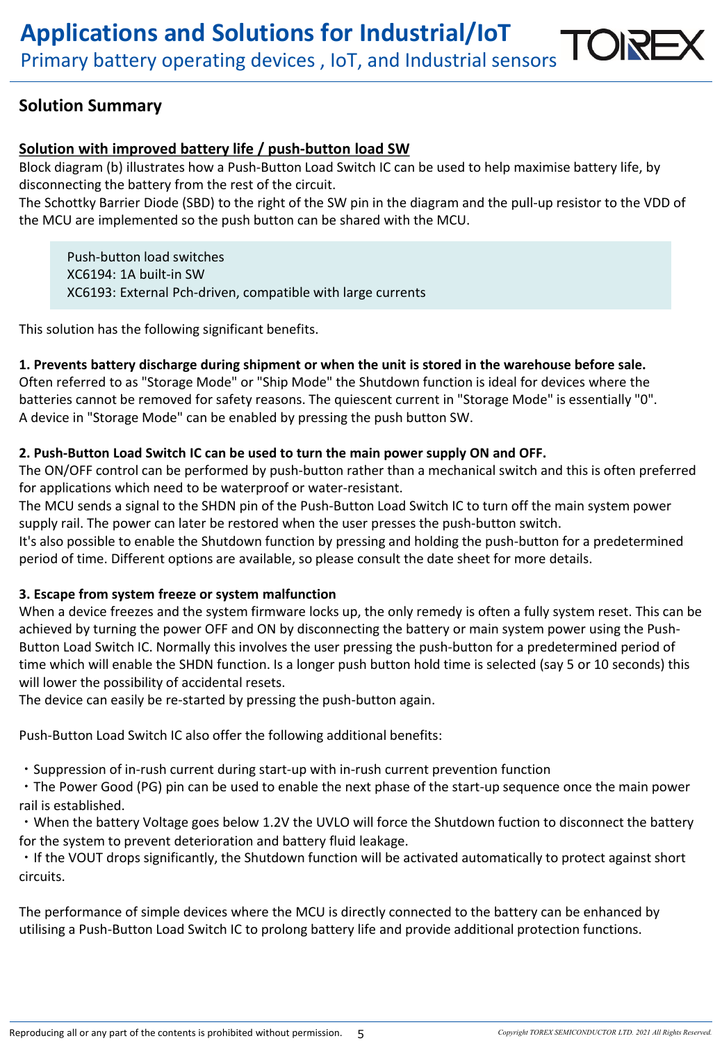# Applications and Solutions for Industrial/IoT

Primary battery operating devices , IoT, and Industrial sensors

## Solution Summary

### Solution with improved battery life / push-button load SW

Block diagram (b) illustrates how a Push-Button Load Switch IC can be used to help maximise battery life, by disconnecting the battery from the rest of the circuit.
The Schottky Barrier Diode (SBD) to the right of the SW pin in the diagram and the pull-up resistor to the VDD of the MCU are implemented so the push button can be shared with the MCU.

> Push-button load switches
> XC6194: 1A built-in SW
> XC6193: External Pch-driven, compatible with large currents

This solution has the following significant benefits.

**1. Prevents battery discharge during shipment or when the unit is stored in the warehouse before sale.**
Often referred to as "Storage Mode" or "Ship Mode" the Shutdown function is ideal for devices where the batteries cannot be removed for safety reasons. The quiescent current in "Storage Mode" is essentially "0".
A device in "Storage Mode" can be enabled by pressing the push button SW.

**2. Push-Button Load Switch IC can be used to turn the main power supply ON and OFF.**
The ON/OFF control can be performed by push-button rather than a mechanical switch and this is often preferred for applications which need to be waterproof or water-resistant.
The MCU sends a signal to the SHDN pin of the Push-Button Load Switch IC to turn off the main system power supply rail. The power can later be restored when the user presses the push-button switch.
It's also possible to enable the Shutdown function by pressing and holding the push-button for a predetermined period of time. Different options are available, so please consult the date sheet for more details.

**3. Escape from system freeze or system malfunction**
When a device freezes and the system firmware locks up, the only remedy is often a fully system reset. This can be achieved by turning the power OFF and ON by disconnecting the battery or main system power using the Push-Button Load Switch IC. Normally this involves the user pressing the push-button for a predetermined period of time which will enable the SHDN function. Is a longer push button hold time is selected (say 5 or 10 seconds) this will lower the possibility of accidental resets.
The device can easily be re-started by pressing the push-button again.

Push-Button Load Switch IC also offer the following additional benefits:

- Suppression of in-rush current during start-up with in-rush current prevention function
- The Power Good (PG) pin can be used to enable the next phase of the start-up sequence once the main power rail is established.
- When the battery Voltage goes below 1.2V the UVLO will force the Shutdown fuction to disconnect the battery for the system to prevent deterioration and battery fluid leakage.
- If the VOUT drops significantly, the Shutdown function will be activated automatically to protect against short circuits.

The performance of simple devices where the MCU is directly connected to the battery can be enhanced by utilising a Push-Button Load Switch IC to prolong battery life and provide additional protection functions.